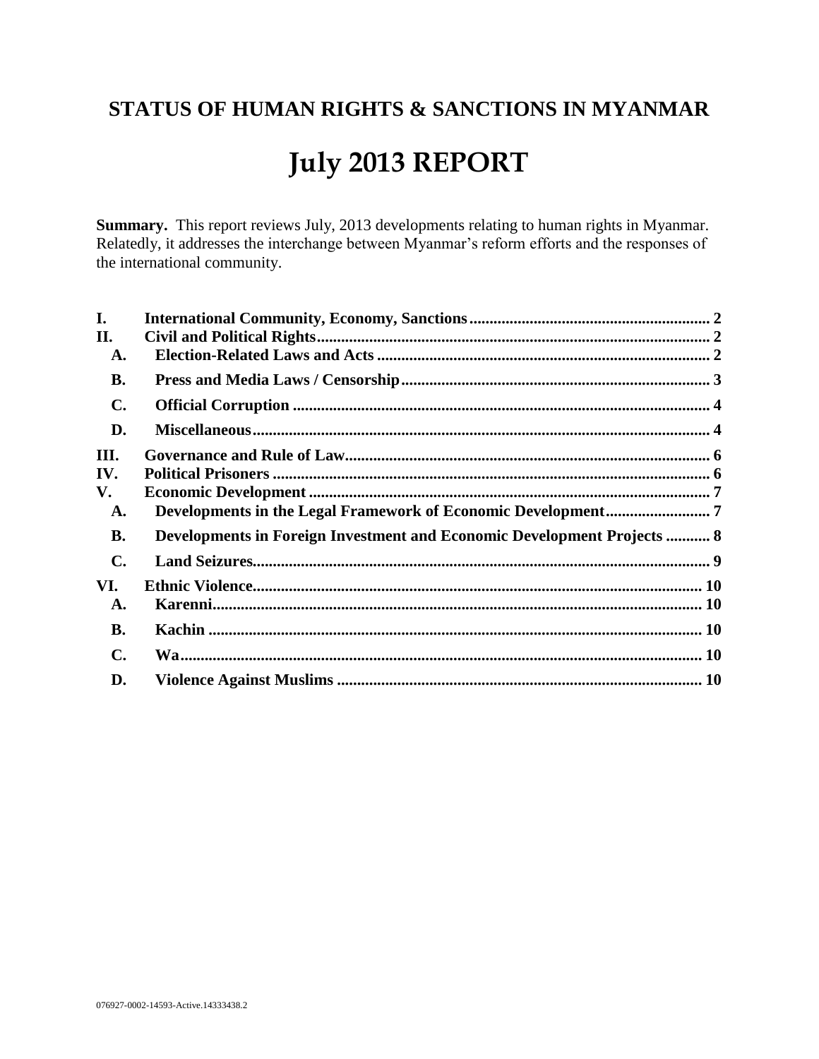# STATUS OF HUMAN RIGHTS & SANCTIONS IN MYANMAR

# July 2013 REPORT

**Summary.** This report reviews July, 2013 developments relating to human rights in Myanmar. Relatedly, it addresses the interchange between Myanmar's reform efforts and the responses of the international community.

**I. International Community, Economy, Sanctions .......... 2**

**II. Civil and Political Rights .......... 2**

- **A. Election-Related Laws and Acts .......... 2**
- **B. Press and Media Laws / Censorship .......... 3**
- **C. Official Corruption .......... 4**
- **D. Miscellaneous .......... 4**

**III. Governance and Rule of Law .......... 6**

**IV. Political Prisoners .......... 6**

**V. Economic Development .......... 7**

- **A. Developments in the Legal Framework of Economic Development .......... 7**
- **B. Developments in Foreign Investment and Economic Development Projects .......... 8**
- **C. Land Seizures .......... 9**

**VI. Ethnic Violence .......... 10**

- **A. Karenni .......... 10**
- **B. Kachin .......... 10**
- **C. Wa .......... 10**
- **D. Violence Against Muslims .......... 10**

076927-0002-14593-Active.14333438.2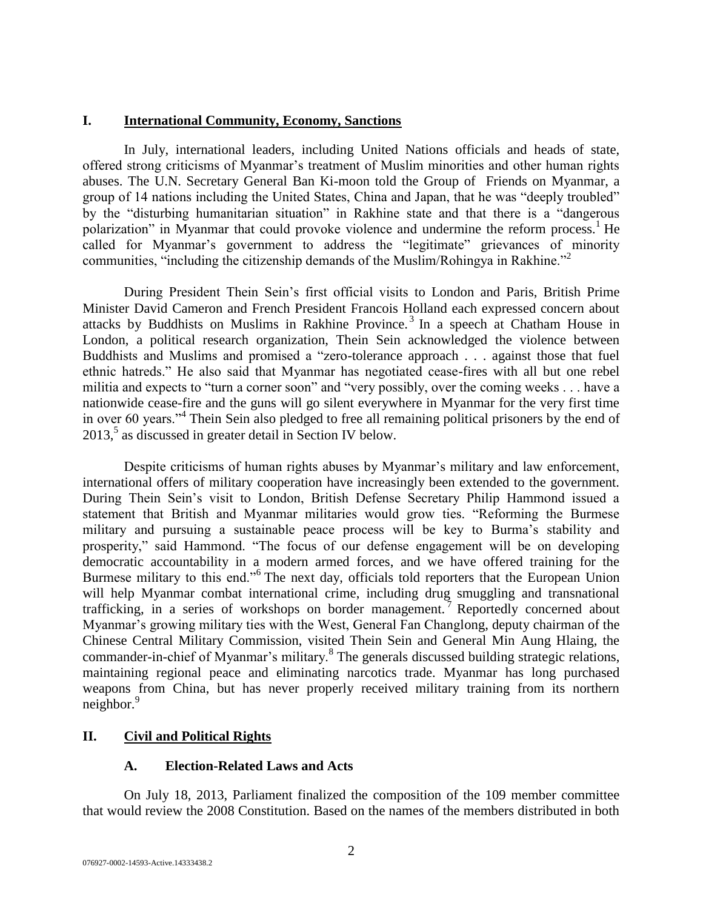## I. International Community, Economy, Sanctions

In July, international leaders, including United Nations officials and heads of state, offered strong criticisms of Myanmar's treatment of Muslim minorities and other human rights abuses. The U.N. Secretary General Ban Ki-moon told the Group of Friends on Myanmar, a group of 14 nations including the United States, China and Japan, that he was "deeply troubled" by the "disturbing humanitarian situation" in Rakhine state and that there is a "dangerous polarization" in Myanmar that could provoke violence and undermine the reform process.[1] He called for Myanmar's government to address the "legitimate" grievances of minority communities, "including the citizenship demands of the Muslim/Rohingya in Rakhine."[2]

During President Thein Sein's first official visits to London and Paris, British Prime Minister David Cameron and French President Francois Holland each expressed concern about attacks by Buddhists on Muslims in Rakhine Province.[3] In a speech at Chatham House in London, a political research organization, Thein Sein acknowledged the violence between Buddhists and Muslims and promised a "zero-tolerance approach . . . against those that fuel ethnic hatreds." He also said that Myanmar has negotiated cease-fires with all but one rebel militia and expects to "turn a corner soon" and "very possibly, over the coming weeks . . . have a nationwide cease-fire and the guns will go silent everywhere in Myanmar for the very first time in over 60 years."[4] Thein Sein also pledged to free all remaining political prisoners by the end of 2013,[5] as discussed in greater detail in Section IV below.

Despite criticisms of human rights abuses by Myanmar's military and law enforcement, international offers of military cooperation have increasingly been extended to the government. During Thein Sein's visit to London, British Defense Secretary Philip Hammond issued a statement that British and Myanmar militaries would grow ties. "Reforming the Burmese military and pursuing a sustainable peace process will be key to Burma's stability and prosperity," said Hammond. "The focus of our defense engagement will be on developing democratic accountability in a modern armed forces, and we have offered training for the Burmese military to this end."[6] The next day, officials told reporters that the European Union will help Myanmar combat international crime, including drug smuggling and transnational trafficking, in a series of workshops on border management.[7] Reportedly concerned about Myanmar's growing military ties with the West, General Fan Changlong, deputy chairman of the Chinese Central Military Commission, visited Thein Sein and General Min Aung Hlaing, the commander-in-chief of Myanmar's military.[8] The generals discussed building strategic relations, maintaining regional peace and eliminating narcotics trade. Myanmar has long purchased weapons from China, but has never properly received military training from its northern neighbor.[9]

## II. Civil and Political Rights

### A. Election-Related Laws and Acts

On July 18, 2013, Parliament finalized the composition of the 109 member committee that would review the 2008 Constitution. Based on the names of the members distributed in both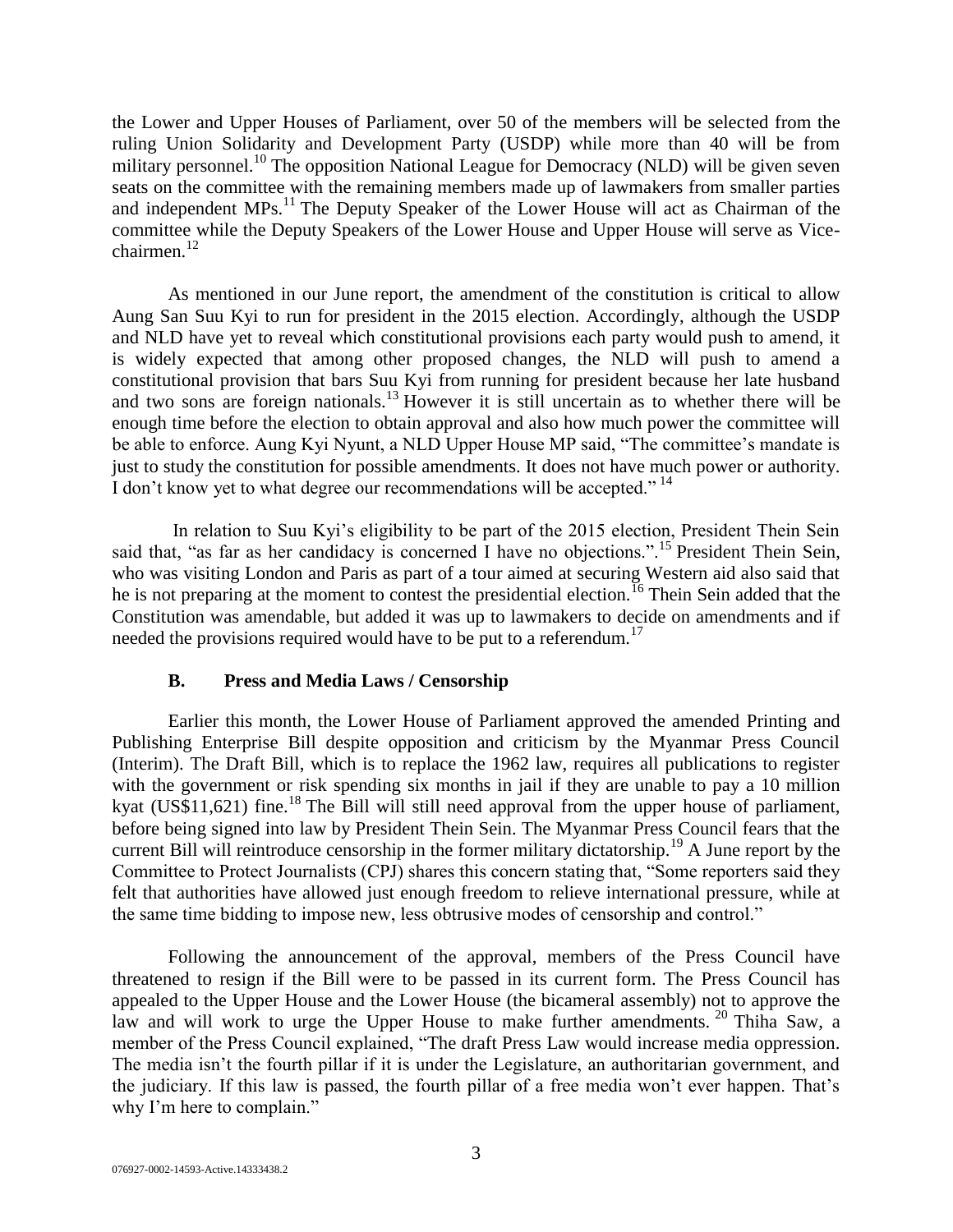the Lower and Upper Houses of Parliament, over 50 of the members will be selected from the ruling Union Solidarity and Development Party (USDP) while more than 40 will be from military personnel.[10] The opposition National League for Democracy (NLD) will be given seven seats on the committee with the remaining members made up of lawmakers from smaller parties and independent MPs.[11] The Deputy Speaker of the Lower House will act as Chairman of the committee while the Deputy Speakers of the Lower House and Upper House will serve as Vice-chairmen.[12]

As mentioned in our June report, the amendment of the constitution is critical to allow Aung San Suu Kyi to run for president in the 2015 election. Accordingly, although the USDP and NLD have yet to reveal which constitutional provisions each party would push to amend, it is widely expected that among other proposed changes, the NLD will push to amend a constitutional provision that bars Suu Kyi from running for president because her late husband and two sons are foreign nationals.[13] However it is still uncertain as to whether there will be enough time before the election to obtain approval and also how much power the committee will be able to enforce. Aung Kyi Nyunt, a NLD Upper House MP said, "The committee's mandate is just to study the constitution for possible amendments. It does not have much power or authority. I don't know yet to what degree our recommendations will be accepted."[14]

In relation to Suu Kyi's eligibility to be part of the 2015 election, President Thein Sein said that, "as far as her candidacy is concerned I have no objections.".[15] President Thein Sein, who was visiting London and Paris as part of a tour aimed at securing Western aid also said that he is not preparing at the moment to contest the presidential election.[16] Thein Sein added that the Constitution was amendable, but added it was up to lawmakers to decide on amendments and if needed the provisions required would have to be put to a referendum.[17]

### B. Press and Media Laws / Censorship

Earlier this month, the Lower House of Parliament approved the amended Printing and Publishing Enterprise Bill despite opposition and criticism by the Myanmar Press Council (Interim). The Draft Bill, which is to replace the 1962 law, requires all publications to register with the government or risk spending six months in jail if they are unable to pay a 10 million kyat (US$11,621) fine.[18] The Bill will still need approval from the upper house of parliament, before being signed into law by President Thein Sein. The Myanmar Press Council fears that the current Bill will reintroduce censorship in the former military dictatorship.[19] A June report by the Committee to Protect Journalists (CPJ) shares this concern stating that, "Some reporters said they felt that authorities have allowed just enough freedom to relieve international pressure, while at the same time bidding to impose new, less obtrusive modes of censorship and control."

Following the announcement of the approval, members of the Press Council have threatened to resign if the Bill were to be passed in its current form. The Press Council has appealed to the Upper House and the Lower House (the bicameral assembly) not to approve the law and will work to urge the Upper House to make further amendments.[20] Thiha Saw, a member of the Press Council explained, "The draft Press Law would increase media oppression. The media isn't the fourth pillar if it is under the Legislature, an authoritarian government, and the judiciary. If this law is passed, the fourth pillar of a free media won't ever happen. That's why I'm here to complain."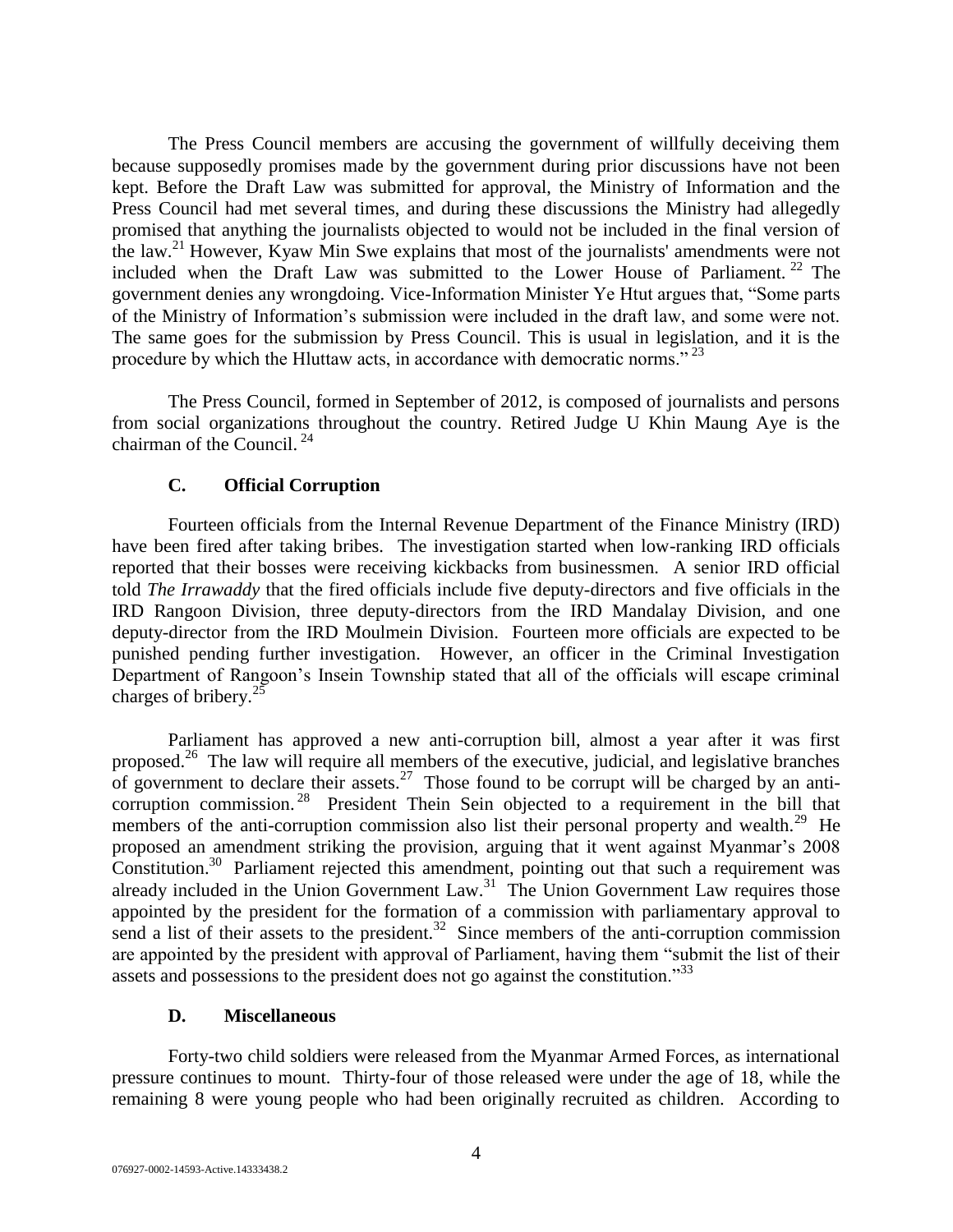The Press Council members are accusing the government of willfully deceiving them because supposedly promises made by the government during prior discussions have not been kept. Before the Draft Law was submitted for approval, the Ministry of Information and the Press Council had met several times, and during these discussions the Ministry had allegedly promised that anything the journalists objected to would not be included in the final version of the law.[21] However, Kyaw Min Swe explains that most of the journalists' amendments were not included when the Draft Law was submitted to the Lower House of Parliament.[22] The government denies any wrongdoing. Vice-Information Minister Ye Htut argues that, "Some parts of the Ministry of Information's submission were included in the draft law, and some were not. The same goes for the submission by Press Council. This is usual in legislation, and it is the procedure by which the Hluttaw acts, in accordance with democratic norms."[23]

The Press Council, formed in September of 2012, is composed of journalists and persons from social organizations throughout the country. Retired Judge U Khin Maung Aye is the chairman of the Council.[24]

### C. Official Corruption

Fourteen officials from the Internal Revenue Department of the Finance Ministry (IRD) have been fired after taking bribes. The investigation started when low-ranking IRD officials reported that their bosses were receiving kickbacks from businessmen. A senior IRD official told *The Irrawaddy* that the fired officials include five deputy-directors and five officials in the IRD Rangoon Division, three deputy-directors from the IRD Mandalay Division, and one deputy-director from the IRD Moulmein Division. Fourteen more officials are expected to be punished pending further investigation. However, an officer in the Criminal Investigation Department of Rangoon's Insein Township stated that all of the officials will escape criminal charges of bribery.[25]

Parliament has approved a new anti-corruption bill, almost a year after it was first proposed.[26] The law will require all members of the executive, judicial, and legislative branches of government to declare their assets.[27] Those found to be corrupt will be charged by an anti-corruption commission.[28] President Thein Sein objected to a requirement in the bill that members of the anti-corruption commission also list their personal property and wealth.[29] He proposed an amendment striking the provision, arguing that it went against Myanmar's 2008 Constitution.[30] Parliament rejected this amendment, pointing out that such a requirement was already included in the Union Government Law.[31] The Union Government Law requires those appointed by the president for the formation of a commission with parliamentary approval to send a list of their assets to the president.[32] Since members of the anti-corruption commission are appointed by the president with approval of Parliament, having them "submit the list of their assets and possessions to the president does not go against the constitution."[33]

### D. Miscellaneous

Forty-two child soldiers were released from the Myanmar Armed Forces, as international pressure continues to mount. Thirty-four of those released were under the age of 18, while the remaining 8 were young people who had been originally recruited as children. According to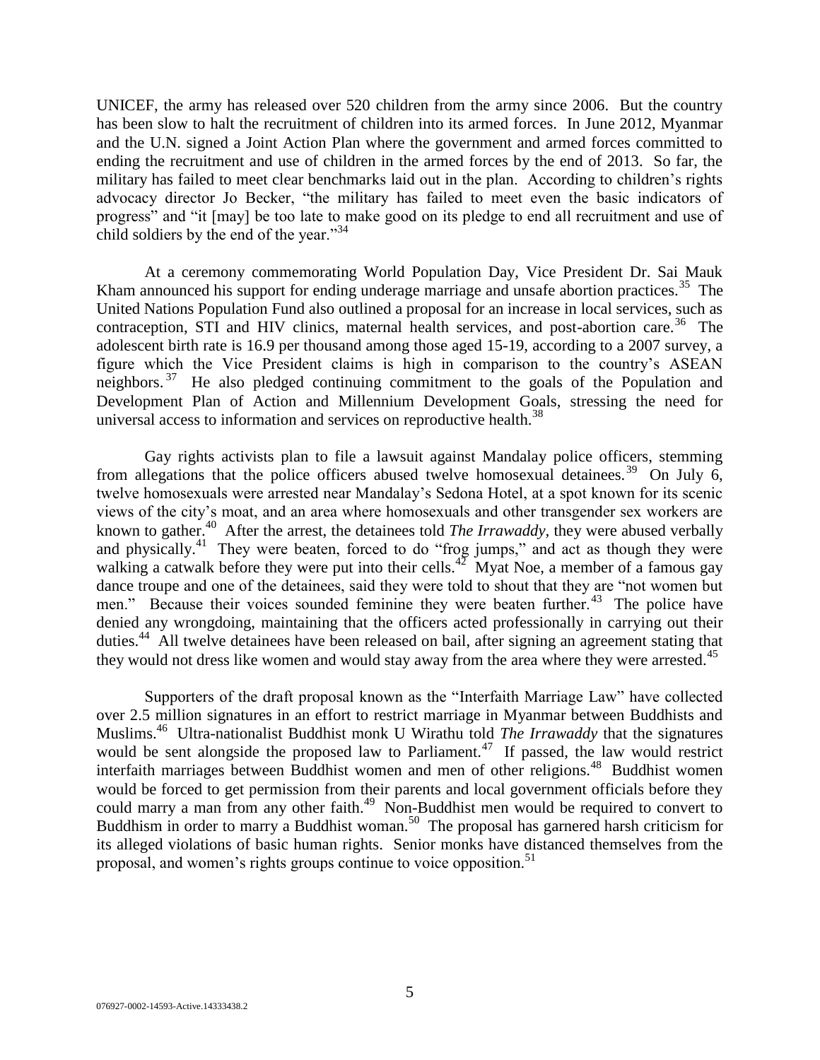UNICEF, the army has released over 520 children from the army since 2006. But the country has been slow to halt the recruitment of children into its armed forces. In June 2012, Myanmar and the U.N. signed a Joint Action Plan where the government and armed forces committed to ending the recruitment and use of children in the armed forces by the end of 2013. So far, the military has failed to meet clear benchmarks laid out in the plan. According to children's rights advocacy director Jo Becker, "the military has failed to meet even the basic indicators of progress" and "it [may] be too late to make good on its pledge to end all recruitment and use of child soldiers by the end of the year."[34]

At a ceremony commemorating World Population Day, Vice President Dr. Sai Mauk Kham announced his support for ending underage marriage and unsafe abortion practices.[35] The United Nations Population Fund also outlined a proposal for an increase in local services, such as contraception, STI and HIV clinics, maternal health services, and post-abortion care.[36] The adolescent birth rate is 16.9 per thousand among those aged 15-19, according to a 2007 survey, a figure which the Vice President claims is high in comparison to the country's ASEAN neighbors.[37] He also pledged continuing commitment to the goals of the Population and Development Plan of Action and Millennium Development Goals, stressing the need for universal access to information and services on reproductive health.[38]

Gay rights activists plan to file a lawsuit against Mandalay police officers, stemming from allegations that the police officers abused twelve homosexual detainees.[39] On July 6, twelve homosexuals were arrested near Mandalay's Sedona Hotel, at a spot known for its scenic views of the city's moat, and an area where homosexuals and other transgender sex workers are known to gather.[40] After the arrest, the detainees told *The Irrawaddy*, they were abused verbally and physically.[41] They were beaten, forced to do "frog jumps," and act as though they were walking a catwalk before they were put into their cells.[42] Myat Noe, a member of a famous gay dance troupe and one of the detainees, said they were told to shout that they are "not women but men." Because their voices sounded feminine they were beaten further.[43] The police have denied any wrongdoing, maintaining that the officers acted professionally in carrying out their duties.[44] All twelve detainees have been released on bail, after signing an agreement stating that they would not dress like women and would stay away from the area where they were arrested.[45]

Supporters of the draft proposal known as the "Interfaith Marriage Law" have collected over 2.5 million signatures in an effort to restrict marriage in Myanmar between Buddhists and Muslims.[46] Ultra-nationalist Buddhist monk U Wirathu told *The Irrawaddy* that the signatures would be sent alongside the proposed law to Parliament.[47] If passed, the law would restrict interfaith marriages between Buddhist women and men of other religions.[48] Buddhist women would be forced to get permission from their parents and local government officials before they could marry a man from any other faith.[49] Non-Buddhist men would be required to convert to Buddhism in order to marry a Buddhist woman.[50] The proposal has garnered harsh criticism for its alleged violations of basic human rights. Senior monks have distanced themselves from the proposal, and women's rights groups continue to voice opposition.[51]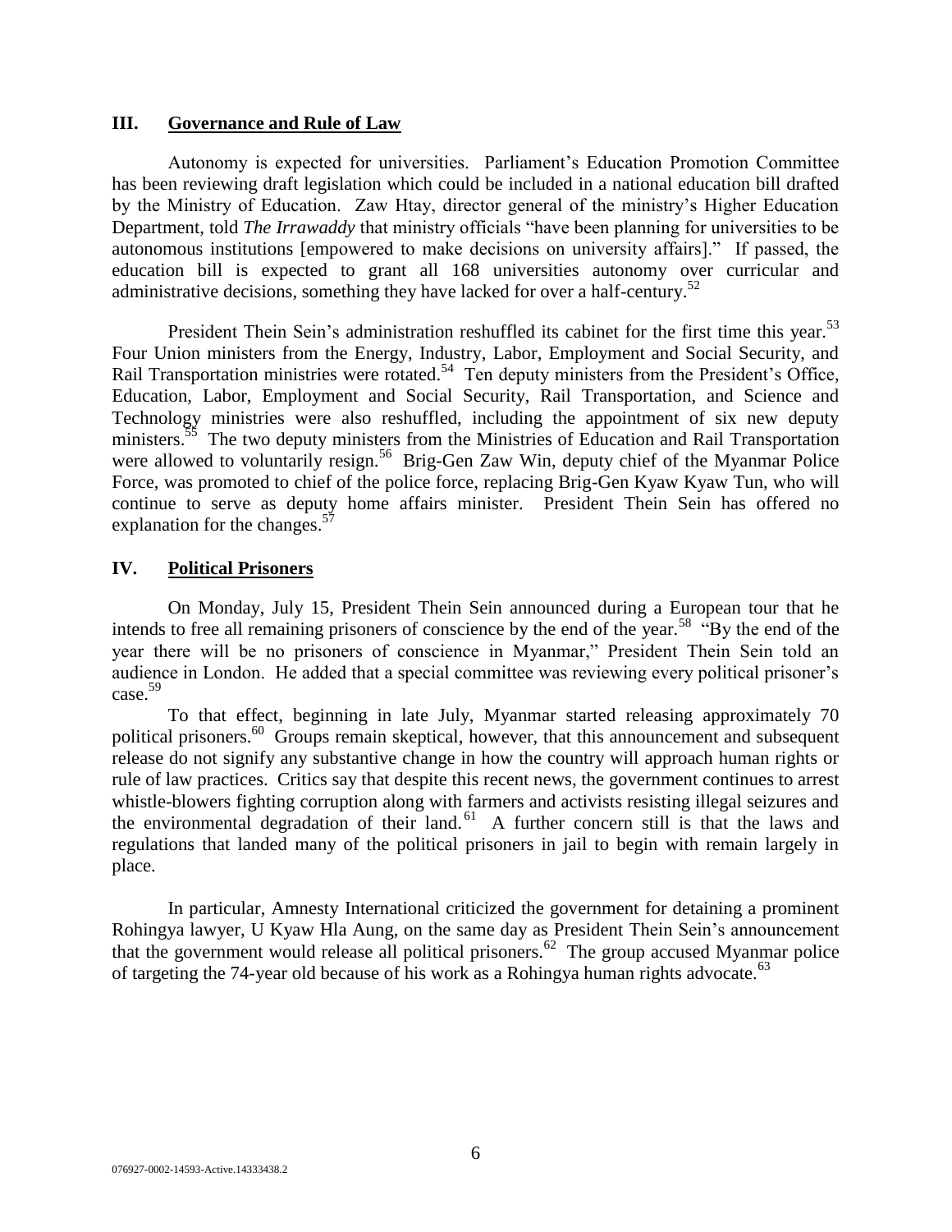## III. Governance and Rule of Law

Autonomy is expected for universities. Parliament's Education Promotion Committee has been reviewing draft legislation which could be included in a national education bill drafted by the Ministry of Education. Zaw Htay, director general of the ministry's Higher Education Department, told *The Irrawaddy* that ministry officials "have been planning for universities to be autonomous institutions [empowered to make decisions on university affairs]." If passed, the education bill is expected to grant all 168 universities autonomy over curricular and administrative decisions, something they have lacked for over a half-century.[52]

President Thein Sein's administration reshuffled its cabinet for the first time this year.[53] Four Union ministers from the Energy, Industry, Labor, Employment and Social Security, and Rail Transportation ministries were rotated.[54] Ten deputy ministers from the President's Office, Education, Labor, Employment and Social Security, Rail Transportation, and Science and Technology ministries were also reshuffled, including the appointment of six new deputy ministers.[55] The two deputy ministers from the Ministries of Education and Rail Transportation were allowed to voluntarily resign.[56] Brig-Gen Zaw Win, deputy chief of the Myanmar Police Force, was promoted to chief of the police force, replacing Brig-Gen Kyaw Kyaw Tun, who will continue to serve as deputy home affairs minister. President Thein Sein has offered no explanation for the changes.[57]

## IV. Political Prisoners

On Monday, July 15, President Thein Sein announced during a European tour that he intends to free all remaining prisoners of conscience by the end of the year.[58] "By the end of the year there will be no prisoners of conscience in Myanmar," President Thein Sein told an audience in London. He added that a special committee was reviewing every political prisoner's case.[59]

To that effect, beginning in late July, Myanmar started releasing approximately 70 political prisoners.[60] Groups remain skeptical, however, that this announcement and subsequent release do not signify any substantive change in how the country will approach human rights or rule of law practices. Critics say that despite this recent news, the government continues to arrest whistle-blowers fighting corruption along with farmers and activists resisting illegal seizures and the environmental degradation of their land.[61] A further concern still is that the laws and regulations that landed many of the political prisoners in jail to begin with remain largely in place.

In particular, Amnesty International criticized the government for detaining a prominent Rohingya lawyer, U Kyaw Hla Aung, on the same day as President Thein Sein's announcement that the government would release all political prisoners.[62] The group accused Myanmar police of targeting the 74-year old because of his work as a Rohingya human rights advocate.[63]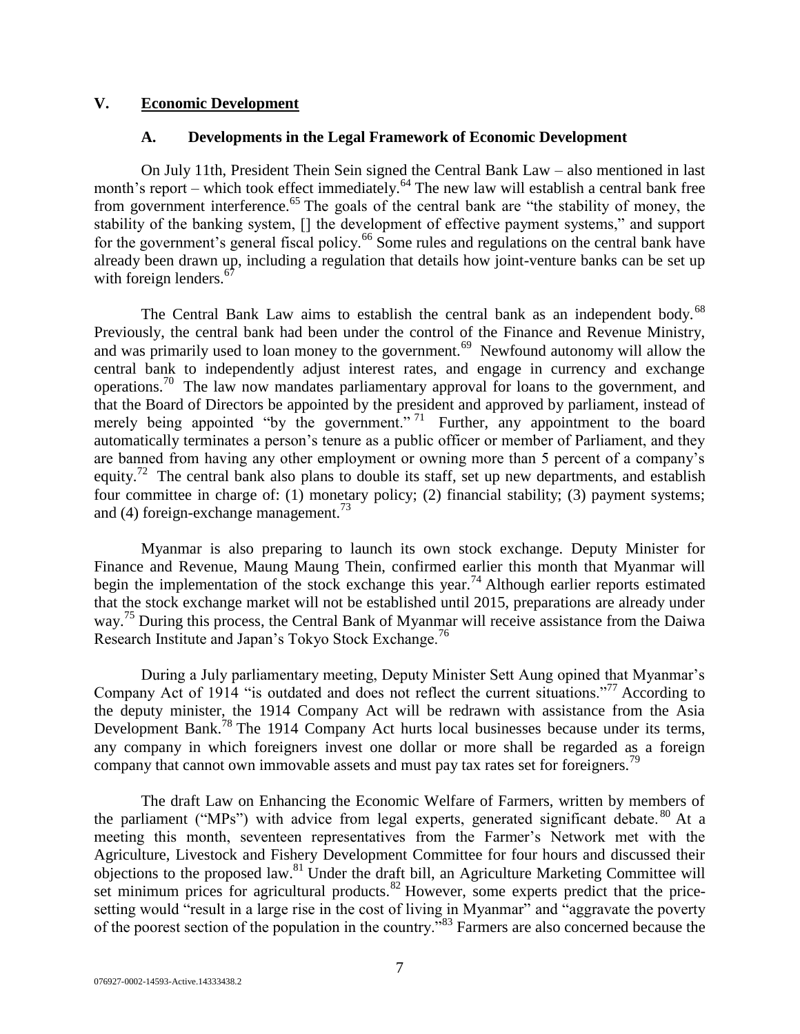## V. Economic Development

### A. Developments in the Legal Framework of Economic Development

On July 11th, President Thein Sein signed the Central Bank Law – also mentioned in last month's report – which took effect immediately.[64] The new law will establish a central bank free from government interference.[65] The goals of the central bank are "the stability of money, the stability of the banking system, [] the development of effective payment systems," and support for the government's general fiscal policy.[66] Some rules and regulations on the central bank have already been drawn up, including a regulation that details how joint-venture banks can be set up with foreign lenders.[67]

The Central Bank Law aims to establish the central bank as an independent body.[68] Previously, the central bank had been under the control of the Finance and Revenue Ministry, and was primarily used to loan money to the government.[69] Newfound autonomy will allow the central bank to independently adjust interest rates, and engage in currency and exchange operations.[70] The law now mandates parliamentary approval for loans to the government, and that the Board of Directors be appointed by the president and approved by parliament, instead of merely being appointed "by the government."[71] Further, any appointment to the board automatically terminates a person's tenure as a public officer or member of Parliament, and they are banned from having any other employment or owning more than 5 percent of a company's equity.[72] The central bank also plans to double its staff, set up new departments, and establish four committee in charge of: (1) monetary policy; (2) financial stability; (3) payment systems; and (4) foreign-exchange management.[73]

Myanmar is also preparing to launch its own stock exchange. Deputy Minister for Finance and Revenue, Maung Maung Thein, confirmed earlier this month that Myanmar will begin the implementation of the stock exchange this year.[74] Although earlier reports estimated that the stock exchange market will not be established until 2015, preparations are already under way.[75] During this process, the Central Bank of Myanmar will receive assistance from the Daiwa Research Institute and Japan's Tokyo Stock Exchange.[76]

During a July parliamentary meeting, Deputy Minister Sett Aung opined that Myanmar's Company Act of 1914 "is outdated and does not reflect the current situations."[77] According to the deputy minister, the 1914 Company Act will be redrawn with assistance from the Asia Development Bank.[78] The 1914 Company Act hurts local businesses because under its terms, any company in which foreigners invest one dollar or more shall be regarded as a foreign company that cannot own immovable assets and must pay tax rates set for foreigners.[79]

The draft Law on Enhancing the Economic Welfare of Farmers, written by members of the parliament ("MPs") with advice from legal experts, generated significant debate.[80] At a meeting this month, seventeen representatives from the Farmer's Network met with the Agriculture, Livestock and Fishery Development Committee for four hours and discussed their objections to the proposed law.[81] Under the draft bill, an Agriculture Marketing Committee will set minimum prices for agricultural products.[82] However, some experts predict that the price-setting would "result in a large rise in the cost of living in Myanmar" and "aggravate the poverty of the poorest section of the population in the country."[83] Farmers are also concerned because the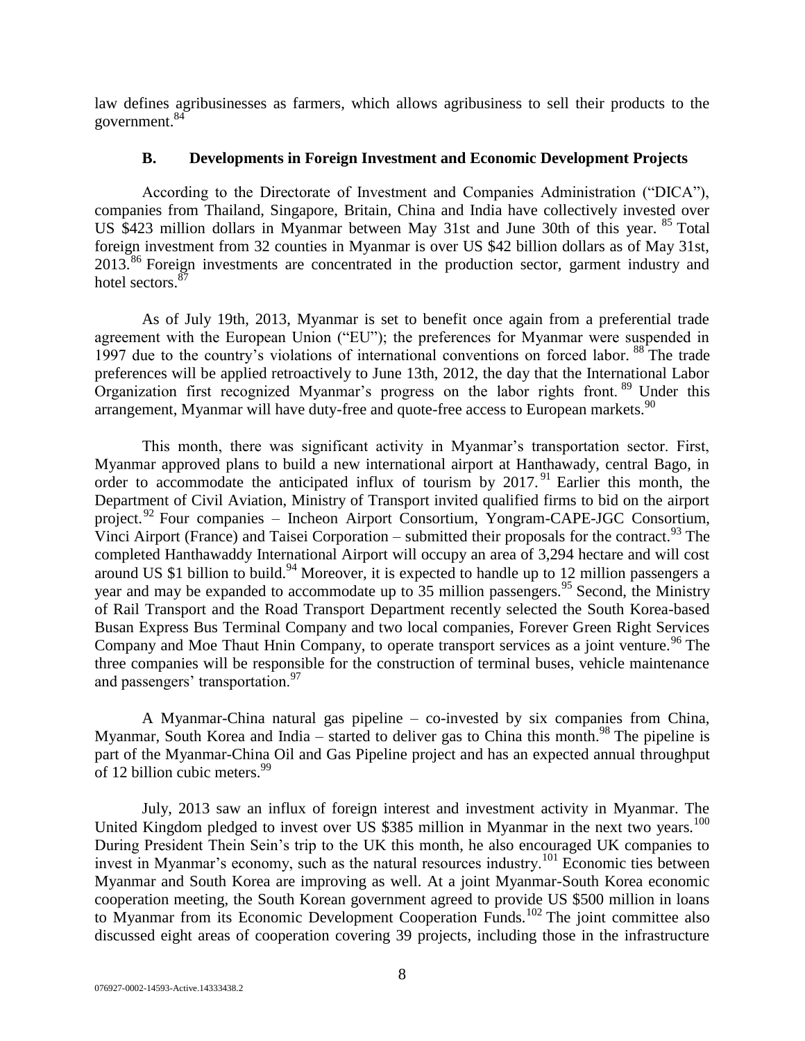law defines agribusinesses as farmers, which allows agribusiness to sell their products to the government.[84]

### B. Developments in Foreign Investment and Economic Development Projects

According to the Directorate of Investment and Companies Administration ("DICA"), companies from Thailand, Singapore, Britain, China and India have collectively invested over US $423 million dollars in Myanmar between May 31st and June 30th of this year.[85] Total foreign investment from 32 counties in Myanmar is over US $42 billion dollars as of May 31st, 2013.[86] Foreign investments are concentrated in the production sector, garment industry and hotel sectors.[87]

As of July 19th, 2013, Myanmar is set to benefit once again from a preferential trade agreement with the European Union ("EU"); the preferences for Myanmar were suspended in 1997 due to the country's violations of international conventions on forced labor.[88] The trade preferences will be applied retroactively to June 13th, 2012, the day that the International Labor Organization first recognized Myanmar's progress on the labor rights front.[89] Under this arrangement, Myanmar will have duty-free and quote-free access to European markets.[90]

This month, there was significant activity in Myanmar's transportation sector. First, Myanmar approved plans to build a new international airport at Hanthawady, central Bago, in order to accommodate the anticipated influx of tourism by 2017.[91] Earlier this month, the Department of Civil Aviation, Ministry of Transport invited qualified firms to bid on the airport project.[92] Four companies – Incheon Airport Consortium, Yongram-CAPE-JGC Consortium, Vinci Airport (France) and Taisei Corporation – submitted their proposals for the contract.[93] The completed Hanthawaddy International Airport will occupy an area of 3,294 hectare and will cost around US $1 billion to build.[94] Moreover, it is expected to handle up to 12 million passengers a year and may be expanded to accommodate up to 35 million passengers.[95] Second, the Ministry of Rail Transport and the Road Transport Department recently selected the South Korea-based Busan Express Bus Terminal Company and two local companies, Forever Green Right Services Company and Moe Thaut Hnin Company, to operate transport services as a joint venture.[96] The three companies will be responsible for the construction of terminal buses, vehicle maintenance and passengers' transportation.[97]

A Myanmar-China natural gas pipeline – co-invested by six companies from China, Myanmar, South Korea and India – started to deliver gas to China this month.[98] The pipeline is part of the Myanmar-China Oil and Gas Pipeline project and has an expected annual throughput of 12 billion cubic meters.[99]

July, 2013 saw an influx of foreign interest and investment activity in Myanmar. The United Kingdom pledged to invest over US $385 million in Myanmar in the next two years.[100] During President Thein Sein's trip to the UK this month, he also encouraged UK companies to invest in Myanmar's economy, such as the natural resources industry.[101] Economic ties between Myanmar and South Korea are improving as well. At a joint Myanmar-South Korea economic cooperation meeting, the South Korean government agreed to provide US $500 million in loans to Myanmar from its Economic Development Cooperation Funds.[102] The joint committee also discussed eight areas of cooperation covering 39 projects, including those in the infrastructure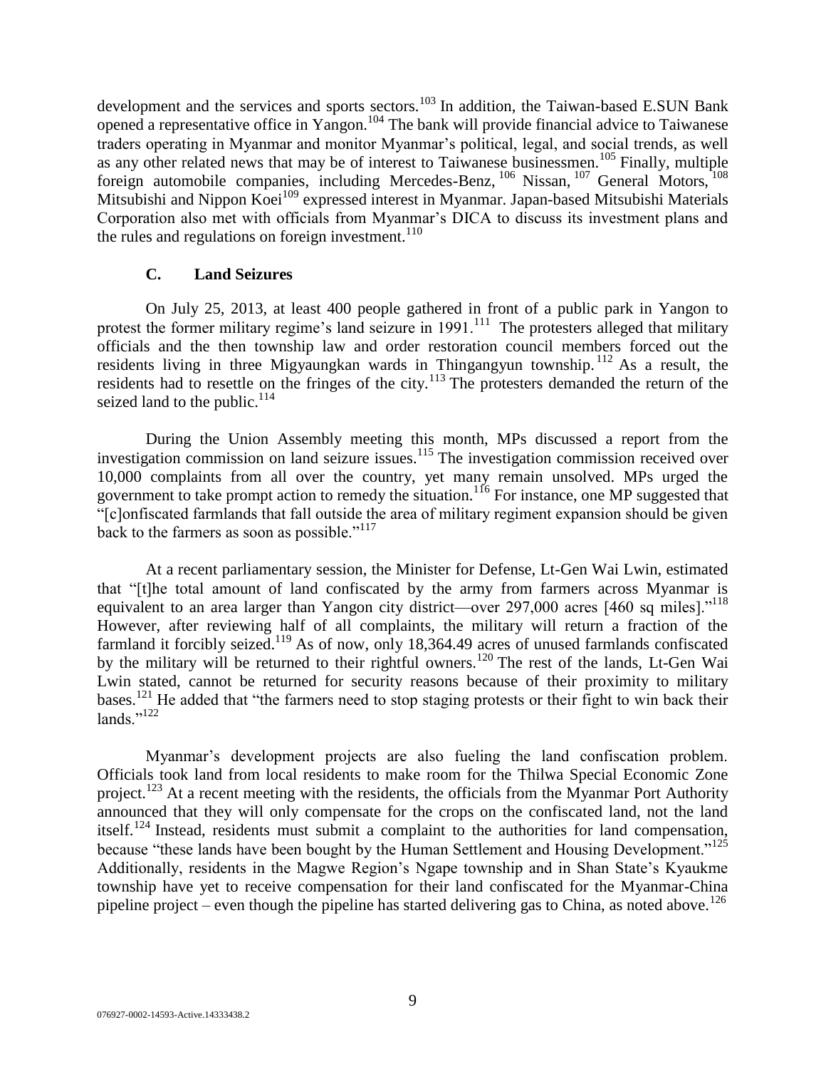development and the services and sports sectors.[103] In addition, the Taiwan-based E.SUN Bank opened a representative office in Yangon.[104] The bank will provide financial advice to Taiwanese traders operating in Myanmar and monitor Myanmar's political, legal, and social trends, as well as any other related news that may be of interest to Taiwanese businessmen.[105] Finally, multiple foreign automobile companies, including Mercedes-Benz,[106] Nissan,[107] General Motors,[108] Mitsubishi and Nippon Koei[109] expressed interest in Myanmar. Japan-based Mitsubishi Materials Corporation also met with officials from Myanmar's DICA to discuss its investment plans and the rules and regulations on foreign investment.[110]

### C. Land Seizures

On July 25, 2013, at least 400 people gathered in front of a public park in Yangon to protest the former military regime's land seizure in 1991.[111] The protesters alleged that military officials and the then township law and order restoration council members forced out the residents living in three Migyaungkan wards in Thingangyun township.[112] As a result, the residents had to resettle on the fringes of the city.[113] The protesters demanded the return of the seized land to the public.[114]

During the Union Assembly meeting this month, MPs discussed a report from the investigation commission on land seizure issues.[115] The investigation commission received over 10,000 complaints from all over the country, yet many remain unsolved. MPs urged the government to take prompt action to remedy the situation.[116] For instance, one MP suggested that "[c]onfiscated farmlands that fall outside the area of military regiment expansion should be given back to the farmers as soon as possible."[117]

At a recent parliamentary session, the Minister for Defense, Lt-Gen Wai Lwin, estimated that "[t]he total amount of land confiscated by the army from farmers across Myanmar is equivalent to an area larger than Yangon city district—over 297,000 acres [460 sq miles]."[118] However, after reviewing half of all complaints, the military will return a fraction of the farmland it forcibly seized.[119] As of now, only 18,364.49 acres of unused farmlands confiscated by the military will be returned to their rightful owners.[120] The rest of the lands, Lt-Gen Wai Lwin stated, cannot be returned for security reasons because of their proximity to military bases.[121] He added that "the farmers need to stop staging protests or their fight to win back their lands."[122]

Myanmar's development projects are also fueling the land confiscation problem. Officials took land from local residents to make room for the Thilwa Special Economic Zone project.[123] At a recent meeting with the residents, the officials from the Myanmar Port Authority announced that they will only compensate for the crops on the confiscated land, not the land itself.[124] Instead, residents must submit a complaint to the authorities for land compensation, because "these lands have been bought by the Human Settlement and Housing Development."[125] Additionally, residents in the Magwe Region's Ngape township and in Shan State's Kyaukme township have yet to receive compensation for their land confiscated for the Myanmar-China pipeline project – even though the pipeline has started delivering gas to China, as noted above.[126]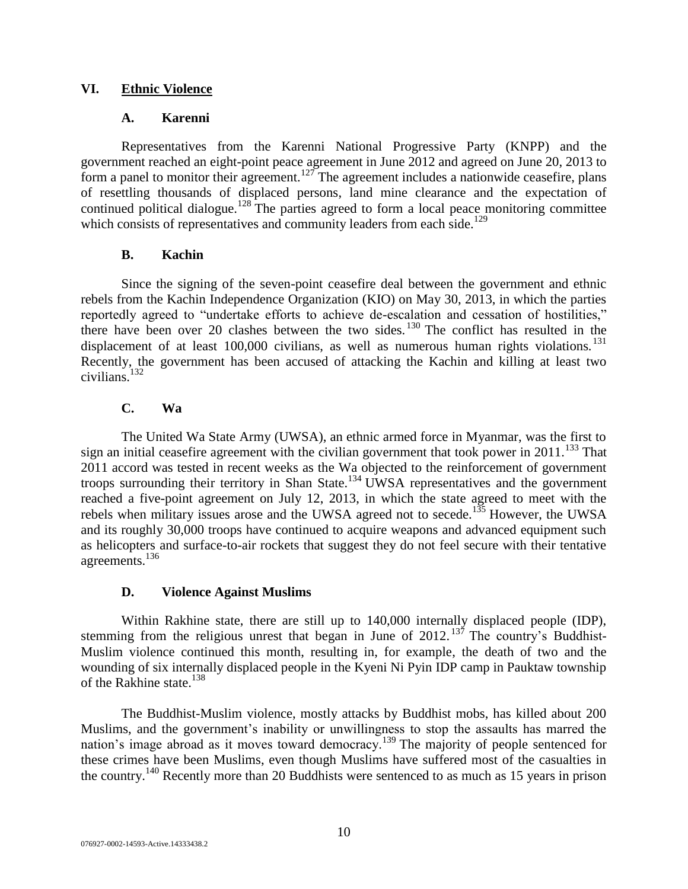## VI. Ethnic Violence

### A. Karenni

Representatives from the Karenni National Progressive Party (KNPP) and the government reached an eight-point peace agreement in June 2012 and agreed on June 20, 2013 to form a panel to monitor their agreement.[127] The agreement includes a nationwide ceasefire, plans of resettling thousands of displaced persons, land mine clearance and the expectation of continued political dialogue.[128] The parties agreed to form a local peace monitoring committee which consists of representatives and community leaders from each side.[129]

### B. Kachin

Since the signing of the seven-point ceasefire deal between the government and ethnic rebels from the Kachin Independence Organization (KIO) on May 30, 2013, in which the parties reportedly agreed to "undertake efforts to achieve de-escalation and cessation of hostilities," there have been over 20 clashes between the two sides.[130] The conflict has resulted in the displacement of at least 100,000 civilians, as well as numerous human rights violations.[131] Recently, the government has been accused of attacking the Kachin and killing at least two civilians.[132]

### C. Wa

The United Wa State Army (UWSA), an ethnic armed force in Myanmar, was the first to sign an initial ceasefire agreement with the civilian government that took power in 2011.[133] That 2011 accord was tested in recent weeks as the Wa objected to the reinforcement of government troops surrounding their territory in Shan State.[134] UWSA representatives and the government reached a five-point agreement on July 12, 2013, in which the state agreed to meet with the rebels when military issues arose and the UWSA agreed not to secede.[135] However, the UWSA and its roughly 30,000 troops have continued to acquire weapons and advanced equipment such as helicopters and surface-to-air rockets that suggest they do not feel secure with their tentative agreements.[136]

### D. Violence Against Muslims

Within Rakhine state, there are still up to 140,000 internally displaced people (IDP), stemming from the religious unrest that began in June of 2012.[137] The country's Buddhist-Muslim violence continued this month, resulting in, for example, the death of two and the wounding of six internally displaced people in the Kyeni Ni Pyin IDP camp in Pauktaw township of the Rakhine state.[138]

The Buddhist-Muslim violence, mostly attacks by Buddhist mobs, has killed about 200 Muslims, and the government's inability or unwillingness to stop the assaults has marred the nation's image abroad as it moves toward democracy.[139] The majority of people sentenced for these crimes have been Muslims, even though Muslims have suffered most of the casualties in the country.[140] Recently more than 20 Buddhists were sentenced to as much as 15 years in prison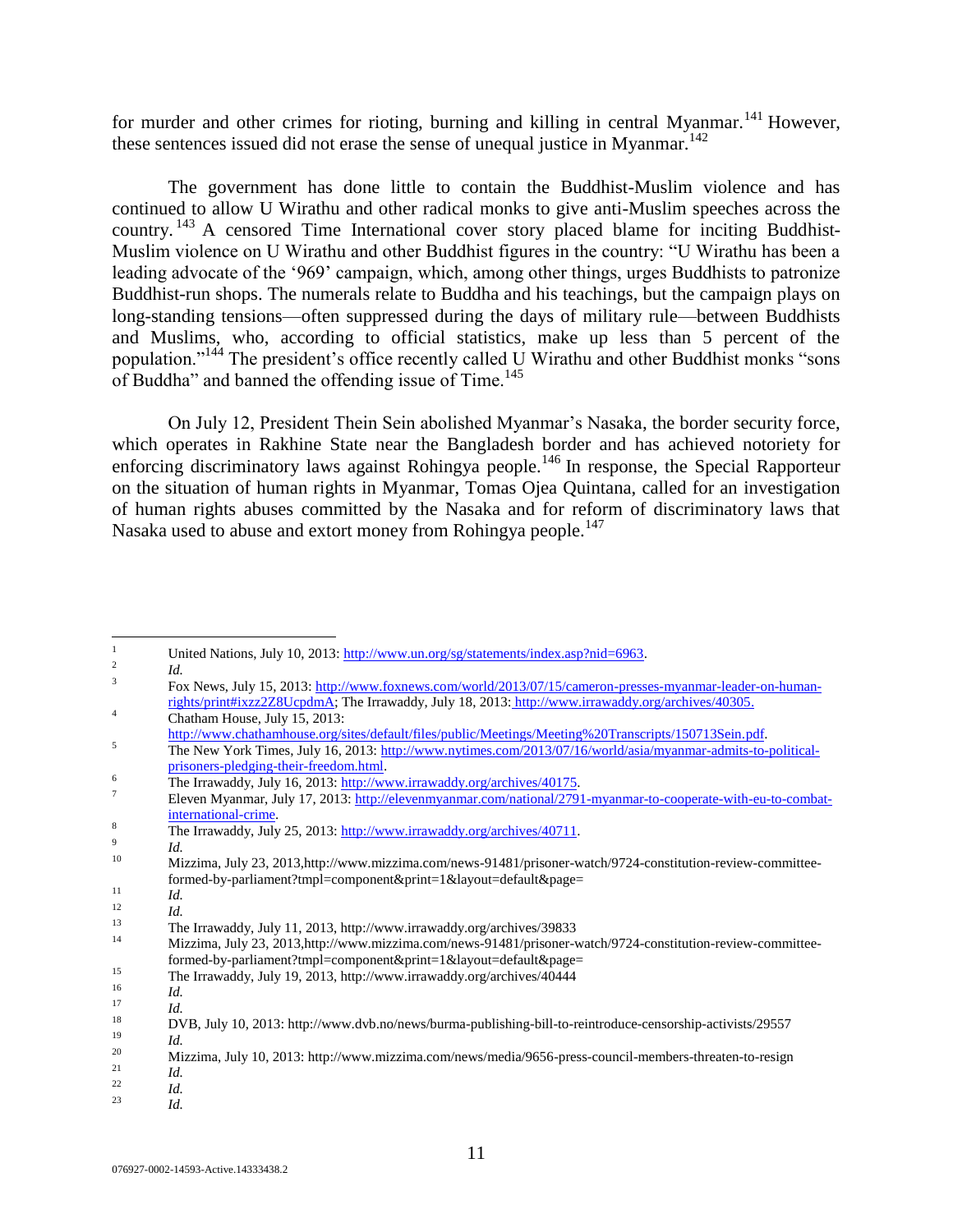for murder and other crimes for rioting, burning and killing in central Myanmar.[141] However, these sentences issued did not erase the sense of unequal justice in Myanmar.[142]

The government has done little to contain the Buddhist-Muslim violence and has continued to allow U Wirathu and other radical monks to give anti-Muslim speeches across the country.[143] A censored Time International cover story placed blame for inciting Buddhist-Muslim violence on U Wirathu and other Buddhist figures in the country: "U Wirathu has been a leading advocate of the '969' campaign, which, among other things, urges Buddhists to patronize Buddhist-run shops. The numerals relate to Buddha and his teachings, but the campaign plays on long-standing tensions—often suppressed during the days of military rule—between Buddhists and Muslims, who, according to official statistics, make up less than 5 percent of the population."[144] The president's office recently called U Wirathu and other Buddhist monks "sons of Buddha" and banned the offending issue of Time.[145]

On July 12, President Thein Sein abolished Myanmar's Nasaka, the border security force, which operates in Rakhine State near the Bangladesh border and has achieved notoriety for enforcing discriminatory laws against Rohingya people.[146] In response, the Special Rapporteur on the situation of human rights in Myanmar, Tomas Ojea Quintana, called for an investigation of human rights abuses committed by the Nasaka and for reform of discriminatory laws that Nasaka used to abuse and extort money from Rohingya people.[147]

---

[1] United Nations, July 10, 2013: http://www.un.org/sg/statements/index.asp?nid=6963.

[2] *Id.*

[3] Fox News, July 15, 2013: http://www.foxnews.com/world/2013/07/15/cameron-presses-myanmar-leader-on-human-rights/print#ixzz2Z8UcpdmA; The Irrawaddy, July 18, 2013: http://www.irrawaddy.org/archives/40305.

[4] Chatham House, July 15, 2013: http://www.chathamhouse.org/sites/default/files/public/Meetings/Meeting%20Transcripts/150713Sein.pdf.

[5] The New York Times, July 16, 2013: http://www.nytimes.com/2013/07/16/world/asia/myanmar-admits-to-political-prisoners-pledging-their-freedom.html.

[6] The Irrawaddy, July 16, 2013: http://www.irrawaddy.org/archives/40175.

[7] Eleven Myanmar, July 17, 2013: http://elevenmyanmar.com/national/2791-myanmar-to-cooperate-with-eu-to-combat-international-crime.

[8] The Irrawaddy, July 25, 2013: http://www.irrawaddy.org/archives/40711.

[9] *Id.*

[10] Mizzima, July 23, 2013,http://www.mizzima.com/news-91481/prisoner-watch/9724-constitution-review-committee-formed-by-parliament?tmpl=component&print=1&layout=default&page=

[11] *Id.*

[12] *Id.*

[13] The Irrawaddy, July 11, 2013, http://www.irrawaddy.org/archives/39833

[14] Mizzima, July 23, 2013,http://www.mizzima.com/news-91481/prisoner-watch/9724-constitution-review-committee-formed-by-parliament?tmpl=component&print=1&layout=default&page=

[15] The Irrawaddy, July 19, 2013, http://www.irrawaddy.org/archives/40444

[16] *Id.*

[17] *Id.*

[18] DVB, July 10, 2013: http://www.dvb.no/news/burma-publishing-bill-to-reintroduce-censorship-activists/29557

[19] *Id.*

[20] Mizzima, July 10, 2013: http://www.mizzima.com/news/media/9656-press-council-members-threaten-to-resign

[21] *Id.*

[22] *Id.*

[23] *Id.*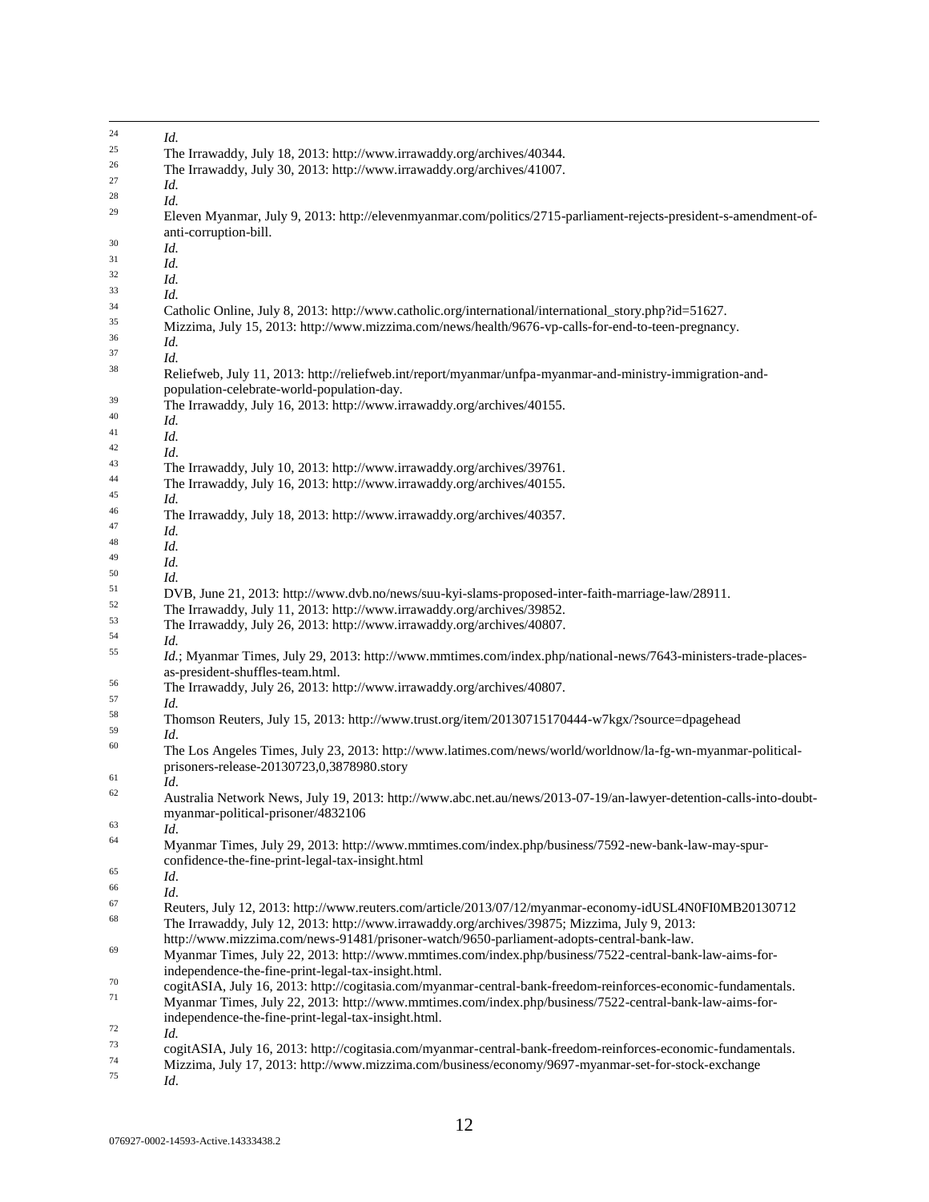[24] *Id.*

[25] The Irrawaddy, July 18, 2013: http://www.irrawaddy.org/archives/40344.

[26] The Irrawaddy, July 30, 2013: http://www.irrawaddy.org/archives/41007.

[27] *Id.*

[28] *Id.*

[29] Eleven Myanmar, July 9, 2013: http://elevenmyanmar.com/politics/2715-parliament-rejects-president-s-amendment-of-anti-corruption-bill.

[30] *Id.*

[31] *Id.*

[32] *Id.*

[33] *Id.*

[34] Catholic Online, July 8, 2013: http://www.catholic.org/international/international_story.php?id=51627.

[35] Mizzima, July 15, 2013: http://www.mizzima.com/news/health/9676-vp-calls-for-end-to-teen-pregnancy.

[36] *Id.*

[37] *Id.*

[38] Reliefweb, July 11, 2013: http://reliefweb.int/report/myanmar/unfpa-myanmar-and-ministry-immigration-and-population-celebrate-world-population-day.

[39] The Irrawaddy, July 16, 2013: http://www.irrawaddy.org/archives/40155.

[40] *Id.*

[41] *Id.*

[42] *Id*.

[43] The Irrawaddy, July 10, 2013: http://www.irrawaddy.org/archives/39761.

[44] The Irrawaddy, July 16, 2013: http://www.irrawaddy.org/archives/40155.

[45] *Id.*

[46] The Irrawaddy, July 18, 2013: http://www.irrawaddy.org/archives/40357.

[47] *Id.*

[48] *Id.*

[49] *Id.*

[50] *Id.*

[51] DVB, June 21, 2013: http://www.dvb.no/news/suu-kyi-slams-proposed-inter-faith-marriage-law/28911.

[52] The Irrawaddy, July 11, 2013: http://www.irrawaddy.org/archives/39852.

[53] The Irrawaddy, July 26, 2013: http://www.irrawaddy.org/archives/40807.

[54] *Id.*

[55] *Id.*; Myanmar Times, July 29, 2013: http://www.mmtimes.com/index.php/national-news/7643-ministers-trade-places-as-president-shuffles-team.html.

[56] The Irrawaddy, July 26, 2013: http://www.irrawaddy.org/archives/40807.

[57] *Id.*

[58] Thomson Reuters, July 15, 2013: http://www.trust.org/item/20130715170444-w7kgx/?source=dpagehead

[59] *Id*.

[60] The Los Angeles Times, July 23, 2013: http://www.latimes.com/news/world/worldnow/la-fg-wn-myanmar-political-prisoners-release-20130723,0,3878980.story

[61] *Id*.

[62] Australia Network News, July 19, 2013: http://www.abc.net.au/news/2013-07-19/an-lawyer-detention-calls-into-doubt-myanmar-political-prisoner/4832106

[63] *Id*.

[64] Myanmar Times, July 29, 2013: http://www.mmtimes.com/index.php/business/7592-new-bank-law-may-spur-confidence-the-fine-print-legal-tax-insight.html

[65] *Id*.

[66] *Id*.

[67] Reuters, July 12, 2013: http://www.reuters.com/article/2013/07/12/myanmar-economy-idUSL4N0FI0MB20130712

[68] The Irrawaddy, July 12, 2013: http://www.irrawaddy.org/archives/39875; Mizzima, July 9, 2013: http://www.mizzima.com/news-91481/prisoner-watch/9650-parliament-adopts-central-bank-law.

[69] Myanmar Times, July 22, 2013: http://www.mmtimes.com/index.php/business/7522-central-bank-law-aims-for-independence-the-fine-print-legal-tax-insight.html.

[70] cogitASIA, July 16, 2013: http://cogitasia.com/myanmar-central-bank-freedom-reinforces-economic-fundamentals.

[71] Myanmar Times, July 22, 2013: http://www.mmtimes.com/index.php/business/7522-central-bank-law-aims-for-independence-the-fine-print-legal-tax-insight.html.

[72] *Id.*

[73] cogitASIA, July 16, 2013: http://cogitasia.com/myanmar-central-bank-freedom-reinforces-economic-fundamentals.

[74] Mizzima, July 17, 2013: http://www.mizzima.com/business/economy/9697-myanmar-set-for-stock-exchange

[75] *Id*.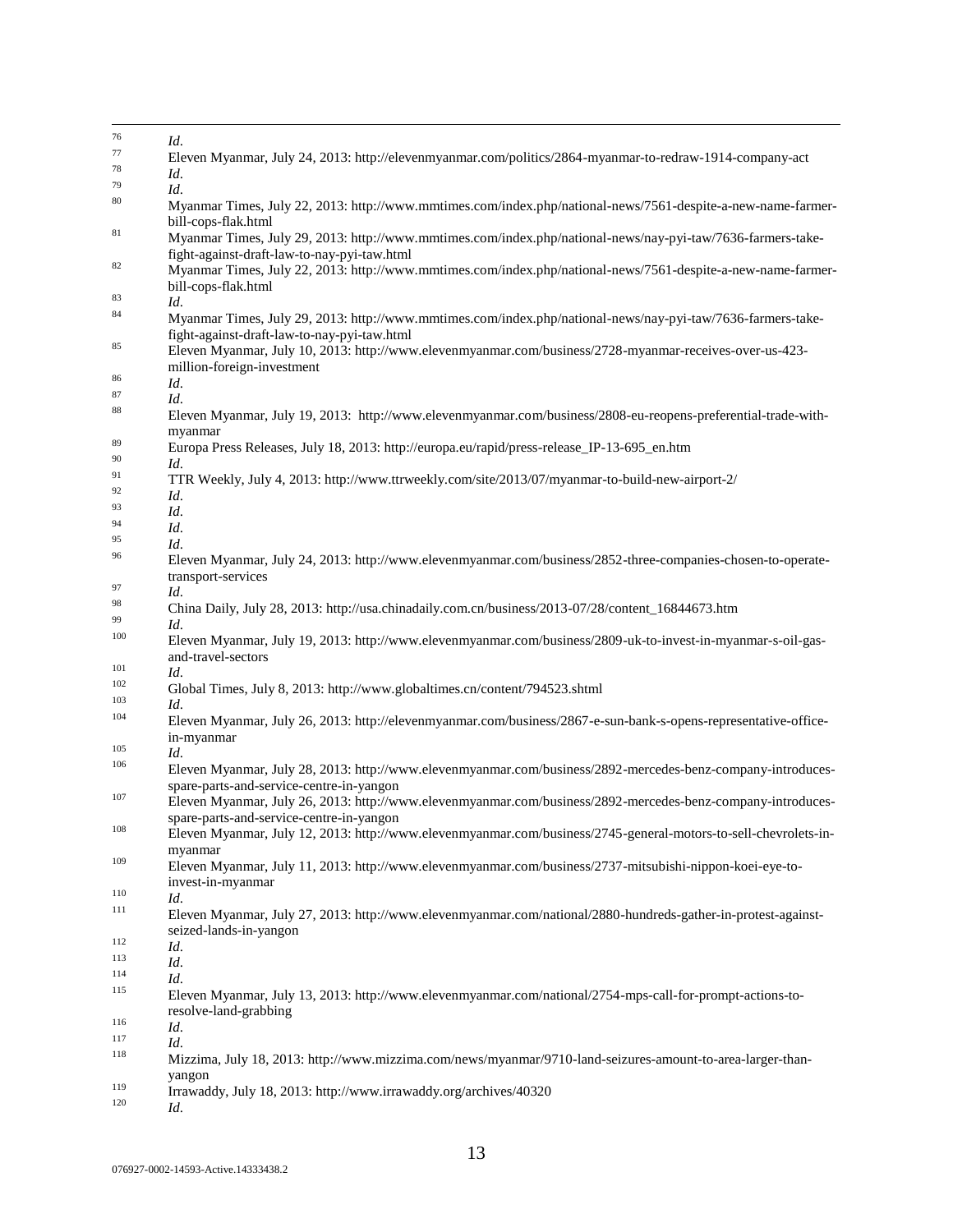[76] *Id*.

[77] Eleven Myanmar, July 24, 2013: http://elevenmyanmar.com/politics/2864-myanmar-to-redraw-1914-company-act

[78] *Id*.

[79] *Id*.

[80] Myanmar Times, July 22, 2013: http://www.mmtimes.com/index.php/national-news/7561-despite-a-new-name-farmer-bill-cops-flak.html

[81] Myanmar Times, July 29, 2013: http://www.mmtimes.com/index.php/national-news/nay-pyi-taw/7636-farmers-take-fight-against-draft-law-to-nay-pyi-taw.html

[82] Myanmar Times, July 22, 2013: http://www.mmtimes.com/index.php/national-news/7561-despite-a-new-name-farmer-bill-cops-flak.html

[83] *Id*.

[84] Myanmar Times, July 29, 2013: http://www.mmtimes.com/index.php/national-news/nay-pyi-taw/7636-farmers-take-fight-against-draft-law-to-nay-pyi-taw.html

[85] Eleven Myanmar, July 10, 2013: http://www.elevenmyanmar.com/business/2728-myanmar-receives-over-us-423-million-foreign-investment

[86] *Id*.

[87] *Id*.

[88] Eleven Myanmar, July 19, 2013: http://www.elevenmyanmar.com/business/2808-eu-reopens-preferential-trade-with-myanmar

[89] Europa Press Releases, July 18, 2013: http://europa.eu/rapid/press-release_IP-13-695_en.htm

[90] *Id*.

[91] TTR Weekly, July 4, 2013: http://www.ttrweekly.com/site/2013/07/myanmar-to-build-new-airport-2/

[92] *Id*.

[93] *Id*.

[94] *Id*.

[95] *Id*.

[96] Eleven Myanmar, July 24, 2013: http://www.elevenmyanmar.com/business/2852-three-companies-chosen-to-operate-transport-services

[97] *Id*.

[98] China Daily, July 28, 2013: http://usa.chinadaily.com.cn/business/2013-07/28/content_16844673.htm

[99] *Id*.

[100] Eleven Myanmar, July 19, 2013: http://www.elevenmyanmar.com/business/2809-uk-to-invest-in-myanmar-s-oil-gas-and-travel-sectors

[101] *Id*.

[102] Global Times, July 8, 2013: http://www.globaltimes.cn/content/794523.shtml

[103] *Id*.

[104] Eleven Myanmar, July 26, 2013: http://elevenmyanmar.com/business/2867-e-sun-bank-s-opens-representative-office-in-myanmar

[105] *Id*.

[106] Eleven Myanmar, July 28, 2013: http://www.elevenmyanmar.com/business/2892-mercedes-benz-company-introduces-spare-parts-and-service-centre-in-yangon

[107] Eleven Myanmar, July 26, 2013: http://www.elevenmyanmar.com/business/2892-mercedes-benz-company-introduces-spare-parts-and-service-centre-in-yangon

[108] Eleven Myanmar, July 12, 2013: http://www.elevenmyanmar.com/business/2745-general-motors-to-sell-chevrolets-in-myanmar

[109] Eleven Myanmar, July 11, 2013: http://www.elevenmyanmar.com/business/2737-mitsubishi-nippon-koei-eye-to-invest-in-myanmar

[110] *Id*.

[111] Eleven Myanmar, July 27, 2013: http://www.elevenmyanmar.com/national/2880-hundreds-gather-in-protest-against-seized-lands-in-yangon

[112] *Id*.

[113] *Id*.

[114] *Id*.

[115] Eleven Myanmar, July 13, 2013: http://www.elevenmyanmar.com/national/2754-mps-call-for-prompt-actions-to-resolve-land-grabbing

[116] *Id*.

[117] *Id*.

[118] Mizzima, July 18, 2013: http://www.mizzima.com/news/myanmar/9710-land-seizures-amount-to-area-larger-than-yangon

[119] Irrawaddy, July 18, 2013: http://www.irrawaddy.org/archives/40320

[120] *Id*.

076927-0002-14593-Active.14333438.2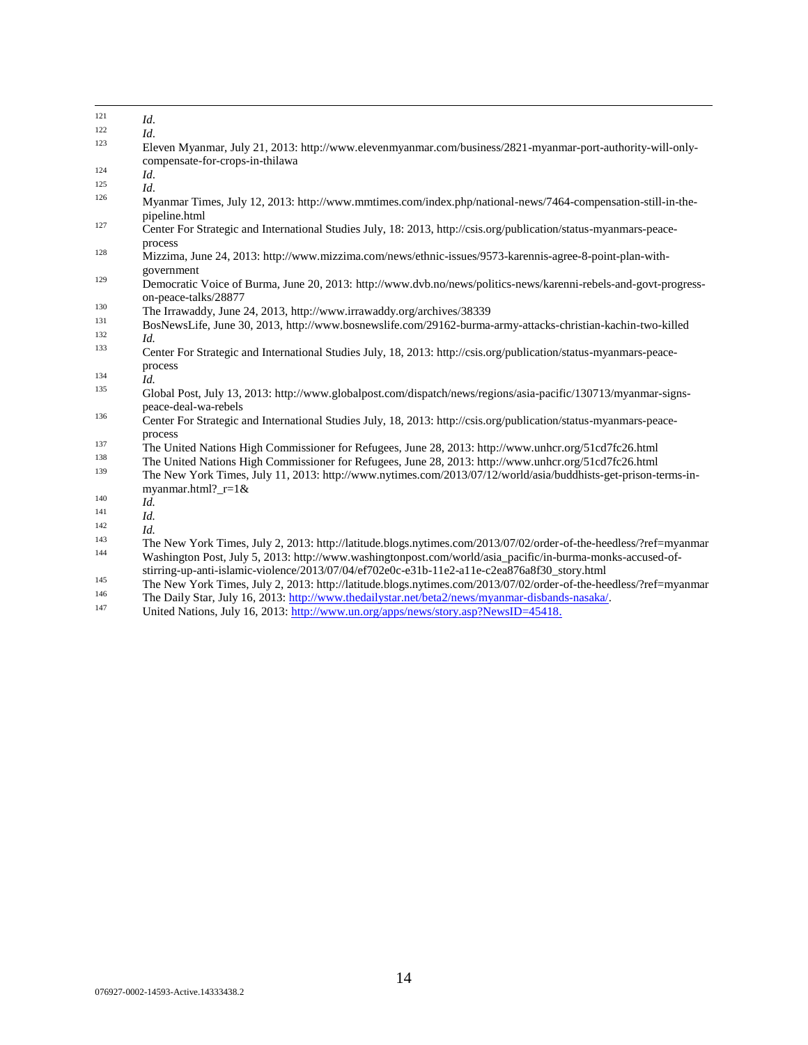[121] *Id*.

[122] *Id*.

[123] Eleven Myanmar, July 21, 2013: http://www.elevenmyanmar.com/business/2821-myanmar-port-authority-will-only-compensate-for-crops-in-thilawa

[124] *Id*.

[125] *Id*.

[126] Myanmar Times, July 12, 2013: http://mmtimes.com/index.php/national-news/7464-compensation-still-in-the-pipeline.html

[127] Center For Strategic and International Studies July, 18: 2013, http://csis.org/publication/status-myanmars-peace-process

[128] Mizzima, June 24, 2013: http://www.mizzima.com/news/ethnic-issues/9573-karennis-agree-8-point-plan-with-government

[129] Democratic Voice of Burma, June 20, 2013: http://www.dvb.no/news/politics-news/karenni-rebels-and-govt-progress-on-peace-talks/28877

[130] The Irrawaddy, June 24, 2013, http://www.irrawaddy.org/archives/38339

[131] BosNewsLife, June 30, 2013, http://www.bosnewslife.com/29162-burma-army-attacks-christian-kachin-two-killed

[132] *Id.*

[133] Center For Strategic and International Studies July, 18, 2013: http://csis.org/publication/status-myanmars-peace-process

[134] *Id.*

[135] Global Post, July 13, 2013: http://www.globalpost.com/dispatch/news/regions/asia-pacific/130713/myanmar-signs-peace-deal-wa-rebels

[136] Center For Strategic and International Studies July, 18, 2013: http://csis.org/publication/status-myanmars-peace-process

[137] The United Nations High Commissioner for Refugees, June 28, 2013: http://www.unhcr.org/51cd7fc26.html

[138] The United Nations High Commissioner for Refugees, June 28, 2013: http://www.unhcr.org/51cd7fc26.html

[139] The New York Times, July 11, 2013: http://www.nytimes.com/2013/07/12/world/asia/buddhists-get-prison-terms-in-myanmar.html?_r=1&

[140] *Id.*

[141] *Id.*

[142] *Id.*

[143] The New York Times, July 2, 2013: http://latitude.blogs.nytimes.com/2013/07/02/order-of-the-heedless/?ref=myanmar

[144] Washington Post, July 5, 2013: http://www.washingtonpost.com/world/asia_pacific/in-burma-monks-accused-of-stirring-up-anti-islamic-violence/2013/07/04/ef702e0c-e31b-11e2-a11e-c2ea876a8f30_story.html

[145] The New York Times, July 2, 2013: http://latitude.blogs.nytimes.com/2013/07/02/order-of-the-heedless/?ref=myanmar

[146] The Daily Star, July 16, 2013: http://www.thedailystar.net/beta2/news/myanmar-disbands-nasaka/.

[147] United Nations, July 16, 2013: http://www.un.org/apps/news/story.asp?NewsID=45418.

076927-0002-14593-Active.14333438.2